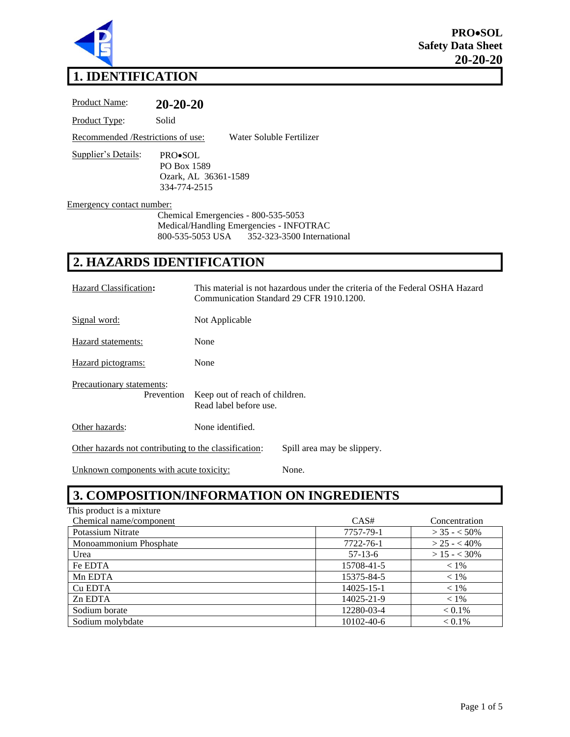**PRO•SOL**
**Safety Data Sheet**
**20-20-20**

# 1. IDENTIFICATION

Product Name: **20-20-20**

Product Type: Solid

Recommended /Restrictions of use: Water Soluble Fertilizer

Supplier's Details:
PRO•SOL
PO Box 1589
Ozark, AL 36361-1589
334-774-2515

Emergency contact number:
Chemical Emergencies - 800-535-5053
Medical/Handling Emergencies - INFOTRAC
800-535-5053 USA 352-323-3500 International

# 2. HAZARDS IDENTIFICATION

Hazard Classification**:** This material is not hazardous under the criteria of the Federal OSHA Hazard Communication Standard 29 CFR 1910.1200.

Signal word: Not Applicable

Hazard statements: None

Hazard pictograms: None

Precautionary statements:
Prevention: Keep out of reach of children.
Read label before use.

Other hazards: None identified.

Other hazards not contributing to the classification: Spill area may be slippery.

Unknown components with acute toxicity: None.

# 3. COMPOSITION/INFORMATION ON INGREDIENTS

This product is a mixture

| Chemical name/component | CAS# | Concentration |
|---|---|---|
| Potassium Nitrate | 7757-79-1 | > 35 - < 50% |
| Monoammonium Phosphate | 7722-76-1 | > 25 - < 40% |
| Urea | 57-13-6 | > 15 - < 30% |
| Fe EDTA | 15708-41-5 | < 1% |
| Mn EDTA | 15375-84-5 | < 1% |
| Cu EDTA | 14025-15-1 | < 1% |
| Zn EDTA | 14025-21-9 | < 1% |
| Sodium borate | 12280-03-4 | < 0.1% |
| Sodium molybdate | 10102-40-6 | < 0.1% |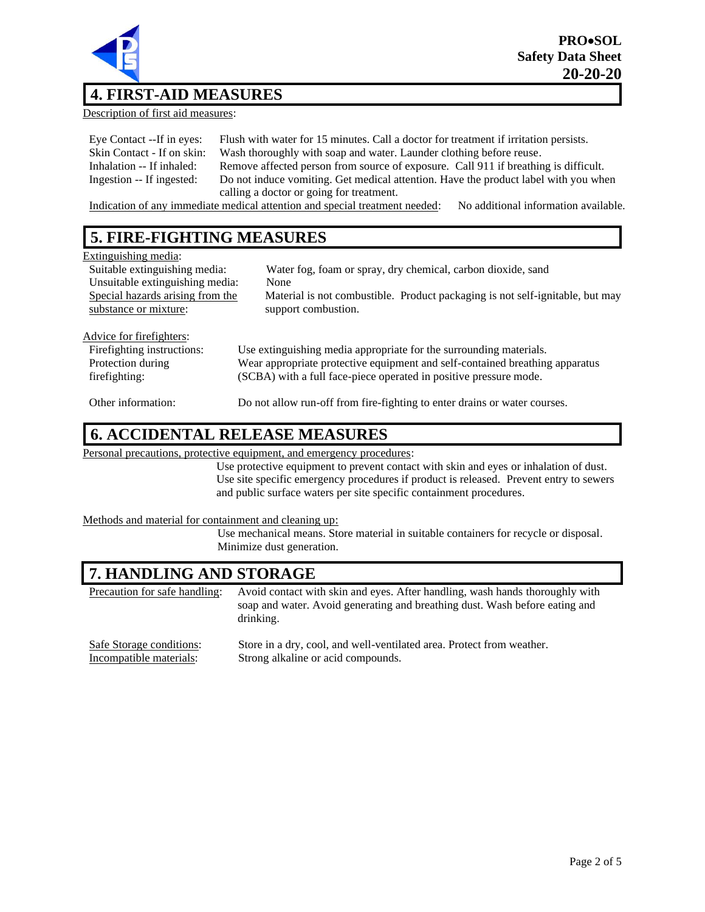## 4. FIRST-AID MEASURES

Description of first aid measures:

Eye Contact --If in eyes: Flush with water for 15 minutes. Call a doctor for treatment if irritation persists.
Skin Contact - If on skin: Wash thoroughly with soap and water. Launder clothing before reuse.
Inhalation -- If inhaled: Remove affected person from source of exposure. Call 911 if breathing is difficult.
Ingestion -- If ingested: Do not induce vomiting. Get medical attention. Have the product label with you when calling a doctor or going for treatment.

Indication of any immediate medical attention and special treatment needed: No additional information available.

## 5. FIRE-FIGHTING MEASURES

Extinguishing media:
Suitable extinguishing media: Water fog, foam or spray, dry chemical, carbon dioxide, sand
Unsuitable extinguishing media: None
Special hazards arising from the substance or mixture: Material is not combustible. Product packaging is not self-ignitable, but may support combustion.

Advice for firefighters:
Firefighting instructions: Use extinguishing media appropriate for the surrounding materials.
Protection during firefighting: Wear appropriate protective equipment and self-contained breathing apparatus (SCBA) with a full face-piece operated in positive pressure mode.

Other information: Do not allow run-off from fire-fighting to enter drains or water courses.

## 6. ACCIDENTAL RELEASE MEASURES

Personal precautions, protective equipment, and emergency procedures:
Use protective equipment to prevent contact with skin and eyes or inhalation of dust. Use site specific emergency procedures if product is released. Prevent entry to sewers and public surface waters per site specific containment procedures.

Methods and material for containment and cleaning up:
Use mechanical means. Store material in suitable containers for recycle or disposal. Minimize dust generation.

## 7. HANDLING AND STORAGE

Precaution for safe handling: Avoid contact with skin and eyes. After handling, wash hands thoroughly with soap and water. Avoid generating and breathing dust. Wash before eating and drinking.

Safe Storage conditions: Store in a dry, cool, and well-ventilated area. Protect from weather.
Incompatible materials: Strong alkaline or acid compounds.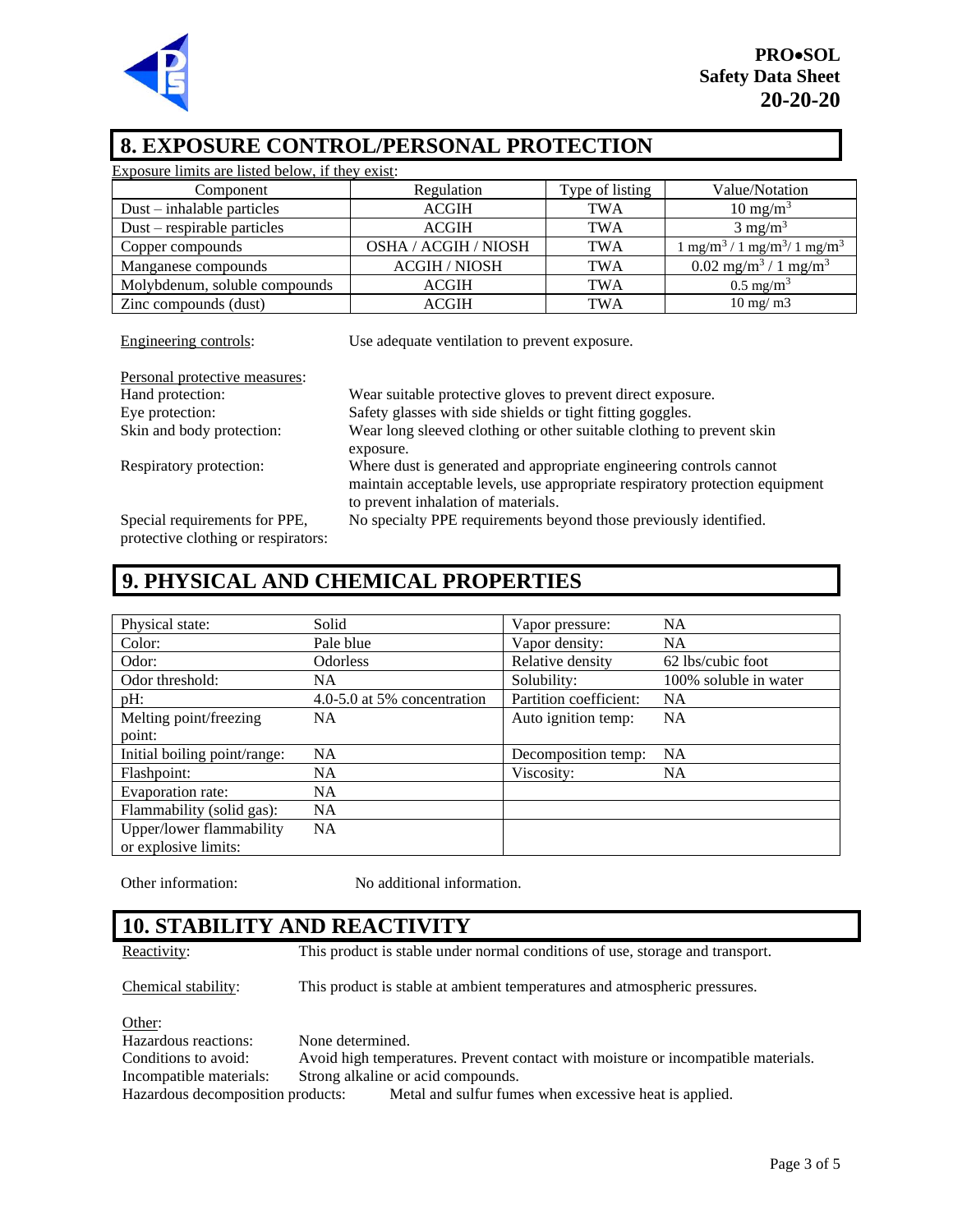## 8. EXPOSURE CONTROL/PERSONAL PROTECTION

Exposure limits are listed below, if they exist:

| Component | Regulation | Type of listing | Value/Notation |
|---|---|---|---|
| Dust – inhalable particles | ACGIH | TWA | 10 $mg/m^3$ |
| Dust – respirable particles | ACGIH | TWA | 3 $mg/m^3$ |
| Copper compounds | OSHA / ACGIH / NIOSH | TWA | 1 $mg/m^3$ / 1 $mg/m^3$/ 1 $mg/m^3$ |
| Manganese compounds | ACGIH / NIOSH | TWA | 0.02 $mg/m^3$ / 1 $mg/m^3$ |
| Molybdenum, soluble compounds | ACGIH | TWA | 0.5 $mg/m^3$ |
| Zinc compounds (dust) | ACGIH | TWA | 10 mg/ m3 |

Engineering controls: Use adequate ventilation to prevent exposure.

Personal protective measures:

Hand protection: Wear suitable protective gloves to prevent direct exposure.

Eye protection: Safety glasses with side shields or tight fitting goggles.

Skin and body protection: Wear long sleeved clothing or other suitable clothing to prevent skin exposure.

Respiratory protection: Where dust is generated and appropriate engineering controls cannot maintain acceptable levels, use appropriate respiratory protection equipment to prevent inhalation of materials.

Special requirements for PPE, protective clothing or respirators: No specialty PPE requirements beyond those previously identified.

## 9. PHYSICAL AND CHEMICAL PROPERTIES

| | | | |
|---|---|---|---|
| Physical state: | Solid | Vapor pressure: | NA |
| Color: | Pale blue | Vapor density: | NA |
| Odor: | Odorless | Relative density | 62 lbs/cubic foot |
| Odor threshold: | NA | Solubility: | 100% soluble in water |
| pH: | 4.0-5.0 at 5% concentration | Partition coefficient: | NA |
| Melting point/freezing point: | NA | Auto ignition temp: | NA |
| Initial boiling point/range: | NA | Decomposition temp: | NA |
| Flashpoint: | NA | Viscosity: | NA |
| Evaporation rate: | NA | | |
| Flammability (solid gas): | NA | | |
| Upper/lower flammability or explosive limits: | NA | | |

Other information: No additional information.

## 10. STABILITY AND REACTIVITY

Reactivity: This product is stable under normal conditions of use, storage and transport.

Chemical stability: This product is stable at ambient temperatures and atmospheric pressures.

Other:

Hazardous reactions: None determined.

Conditions to avoid: Avoid high temperatures. Prevent contact with moisture or incompatible materials.

Incompatible materials: Strong alkaline or acid compounds.

Hazardous decomposition products: Metal and sulfur fumes when excessive heat is applied.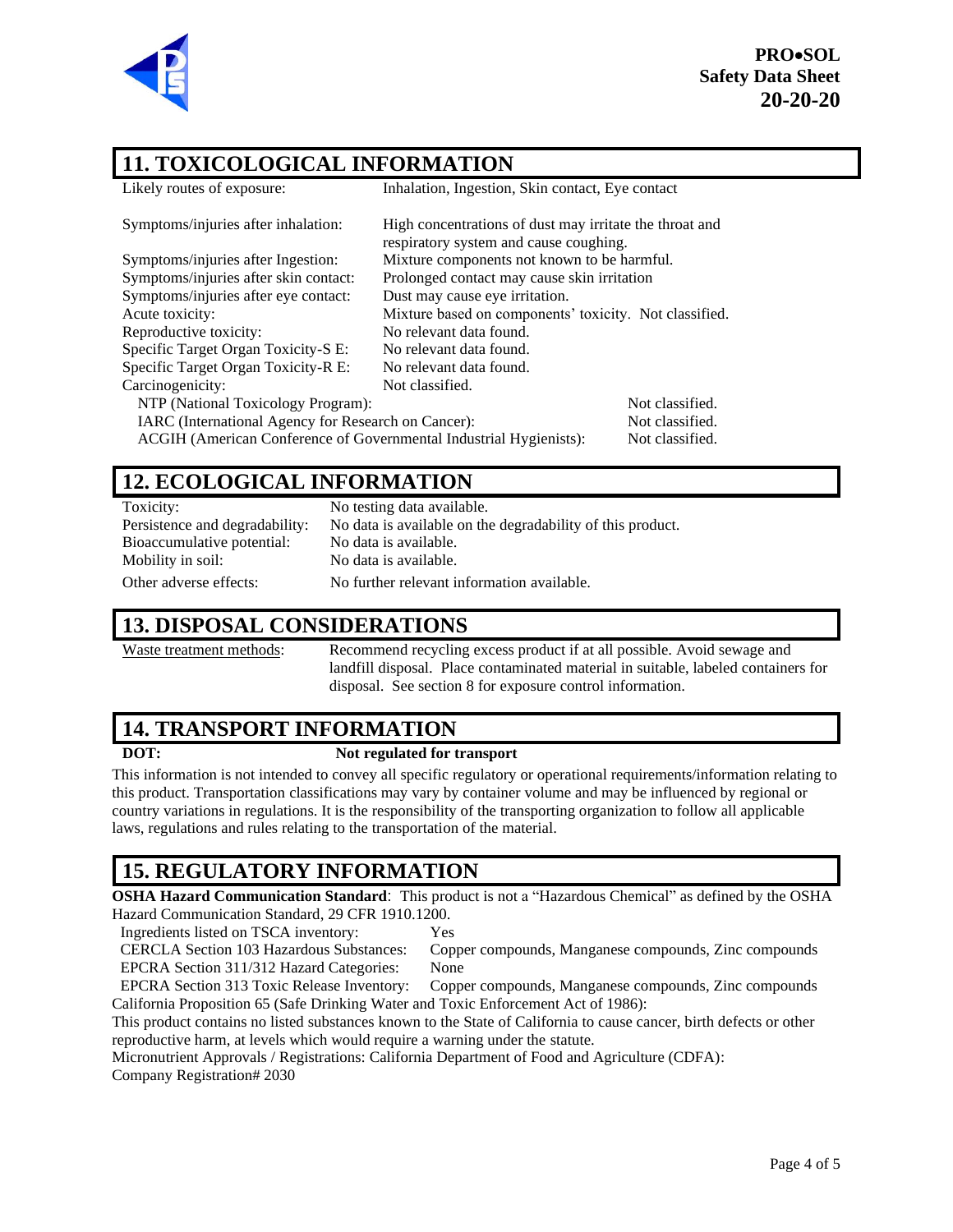## 11. TOXICOLOGICAL INFORMATION

| | |
|---|---|
| Likely routes of exposure: | Inhalation, Ingestion, Skin contact, Eye contact |
| Symptoms/injuries after inhalation: | High concentrations of dust may irritate the throat and respiratory system and cause coughing. |
| Symptoms/injuries after Ingestion: | Mixture components not known to be harmful. |
| Symptoms/injuries after skin contact: | Prolonged contact may cause skin irritation |
| Symptoms/injuries after eye contact: | Dust may cause eye irritation. |
| Acute toxicity: | Mixture based on components' toxicity. Not classified. |
| Reproductive toxicity: | No relevant data found. |
| Specific Target Organ Toxicity-S E: | No relevant data found. |
| Specific Target Organ Toxicity-R E: | No relevant data found. |
| Carcinogenicity: | Not classified. |

| | |
|---|---|
| NTP (National Toxicology Program): | Not classified. |
| IARC (International Agency for Research on Cancer): | Not classified. |
| ACGIH (American Conference of Governmental Industrial Hygienists): | Not classified. |

## 12. ECOLOGICAL INFORMATION

| | |
|---|---|
| Toxicity: | No testing data available. |
| Persistence and degradability: | No data is available on the degradability of this product. |
| Bioaccumulative potential: | No data is available. |
| Mobility in soil: | No data is available. |
| Other adverse effects: | No further relevant information available. |

## 13. DISPOSAL CONSIDERATIONS

Waste treatment methods: Recommend recycling excess product if at all possible. Avoid sewage and landfill disposal. Place contaminated material in suitable, labeled containers for disposal. See section 8 for exposure control information.

## 14. TRANSPORT INFORMATION

**DOT:** **Not regulated for transport**

This information is not intended to convey all specific regulatory or operational requirements/information relating to this product. Transportation classifications may vary by container volume and may be influenced by regional or country variations in regulations. It is the responsibility of the transporting organization to follow all applicable laws, regulations and rules relating to the transportation of the material.

## 15. REGULATORY INFORMATION

**OSHA Hazard Communication Standard**: This product is not a "Hazardous Chemical" as defined by the OSHA Hazard Communication Standard, 29 CFR 1910.1200.

| | |
|---|---|
| Ingredients listed on TSCA inventory: | Yes |
| CERCLA Section 103 Hazardous Substances: | Copper compounds, Manganese compounds, Zinc compounds |
| EPCRA Section 311/312 Hazard Categories: | None |
| EPCRA Section 313 Toxic Release Inventory: | Copper compounds, Manganese compounds, Zinc compounds |

California Proposition 65 (Safe Drinking Water and Toxic Enforcement Act of 1986):

This product contains no listed substances known to the State of California to cause cancer, birth defects or other reproductive harm, at levels which would require a warning under the statute.

Micronutrient Approvals / Registrations: California Department of Food and Agriculture (CDFA): Company Registration# 2030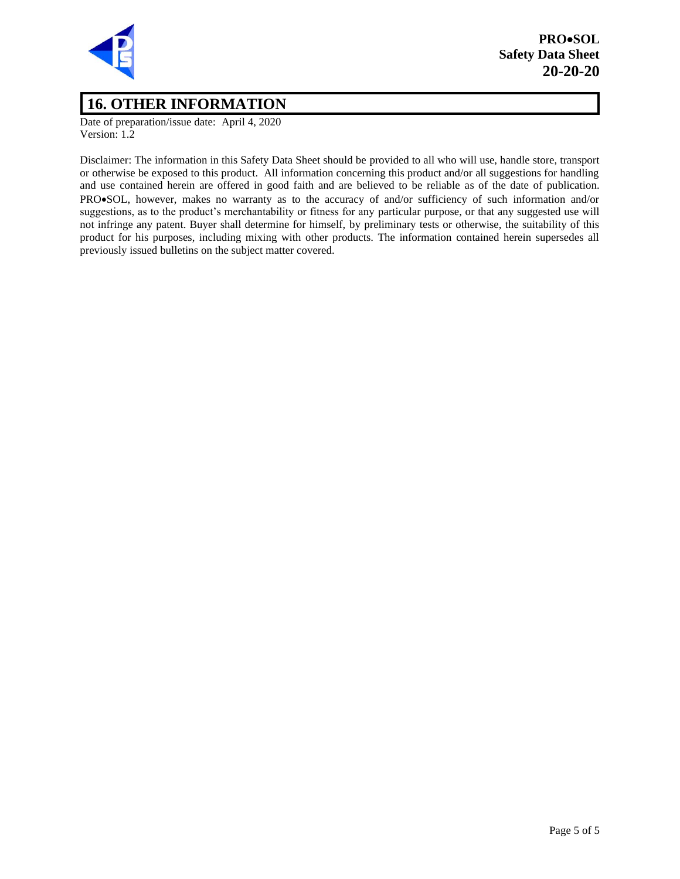## 16. OTHER INFORMATION

Date of preparation/issue date: April 4, 2020
Version: 1.2

Disclaimer: The information in this Safety Data Sheet should be provided to all who will use, handle store, transport or otherwise be exposed to this product. All information concerning this product and/or all suggestions for handling and use contained herein are offered in good faith and are believed to be reliable as of the date of publication. PRO•SOL, however, makes no warranty as to the accuracy of and/or sufficiency of such information and/or suggestions, as to the product's merchantability or fitness for any particular purpose, or that any suggested use will not infringe any patent. Buyer shall determine for himself, by preliminary tests or otherwise, the suitability of this product for his purposes, including mixing with other products. The information contained herein supersedes all previously issued bulletins on the subject matter covered.